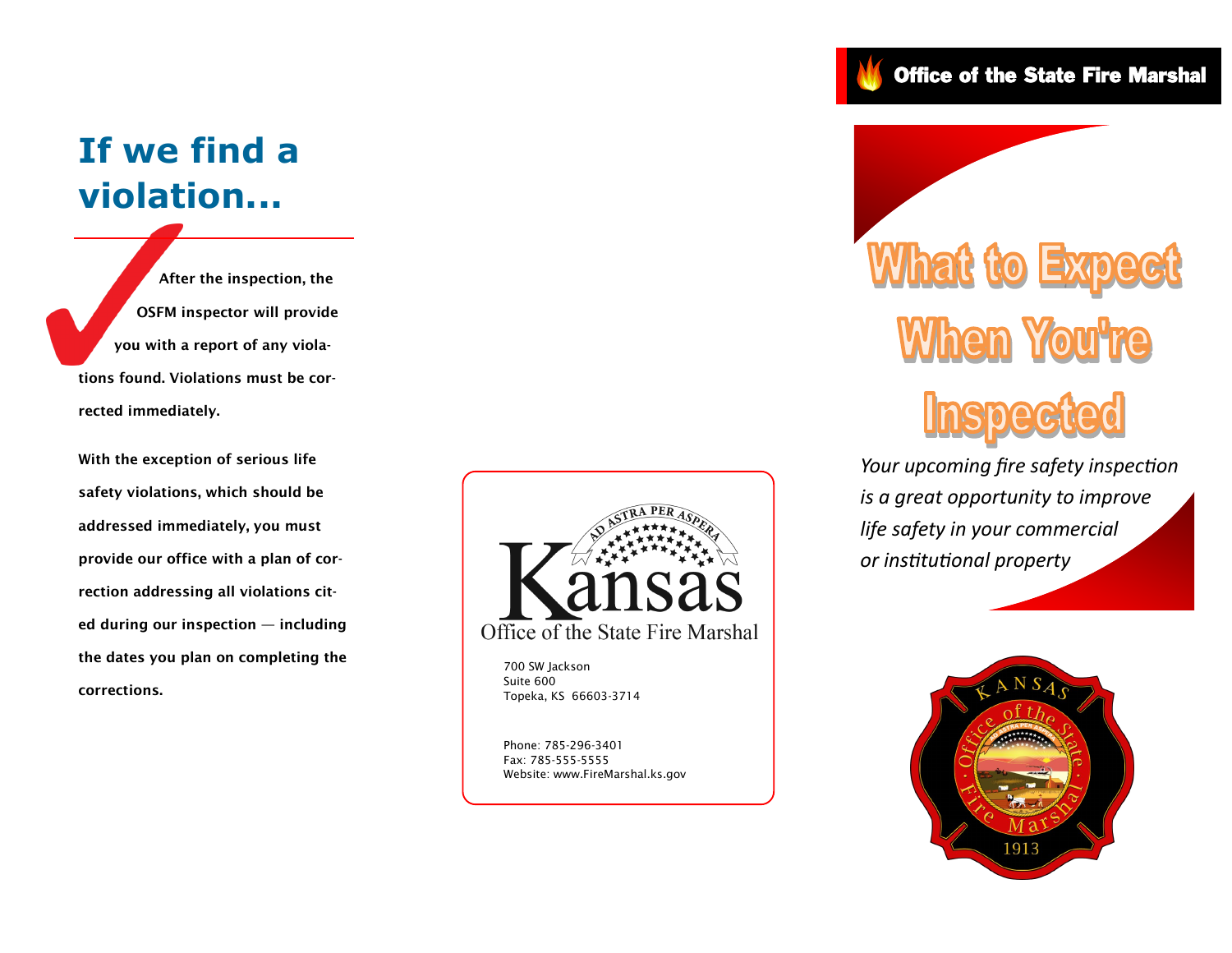# If we find a violation...

**After the inspection, the OSFM inspector will provide you with a report of any violations found. Violations must be corrected immediately.**

**With the exception of serious life safety violations, which should be addressed immediately, you must provide our office with a plan of correction addressing all violations cited during our inspection — including the dates you plan on completing the corrections.**

Kansas
Office of the State Fire Marshal

700 SW Jackson
Suite 600
Topeka, KS 66603-3714

Phone: 785-296-3401
Fax: 785-555-5555
Website: www.FireMarshal.ks.gov

**Office of the State Fire Marshal**

# What to Expect When You're Inspected

*Your upcoming fire safety inspection is a great opportunity to improve life safety in your commercial or institutional property*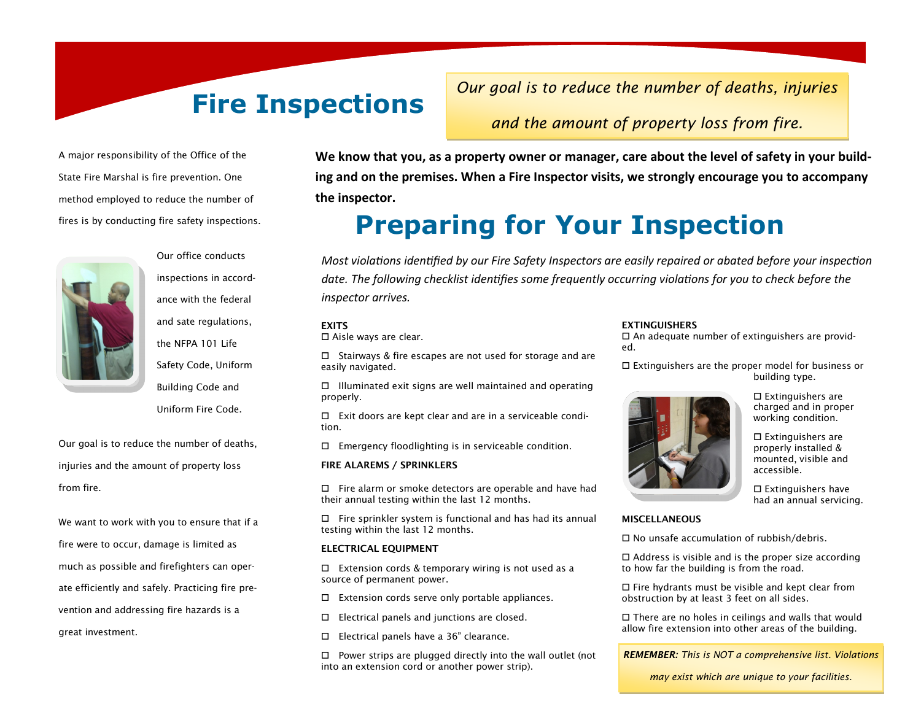# Fire Inspections

*Our goal is to reduce the number of deaths, injuries and the amount of property loss from fire.*

A major responsibility of the Office of the State Fire Marshal is fire prevention. One method employed to reduce the number of fires is by conducting fire safety inspections.

Our office conducts inspections in accordance with the federal and sate regulations, the NFPA 101 Life Safety Code, Uniform Building Code and Uniform Fire Code.

Our goal is to reduce the number of deaths, injuries and the amount of property loss from fire.

We want to work with you to ensure that if a fire were to occur, damage is limited as much as possible and firefighters can operate efficiently and safely. Practicing fire prevention and addressing fire hazards is a great investment.

**We know that you, as a property owner or manager, care about the level of safety in your building and on the premises. When a Fire Inspector visits, we strongly encourage you to accompany the inspector.**

# Preparing for Your Inspection

*Most violations identified by our Fire Safety Inspectors are easily repaired or abated before your inspection date. The following checklist identifies some frequently occurring violations for you to check before the inspector arrives.*

**EXITS**

- ☐ Aisle ways are clear.
- ☐ Stairways & fire escapes are not used for storage and are easily navigated.
- ☐ Illuminated exit signs are well maintained and operating properly.
- ☐ Exit doors are kept clear and are in a serviceable condition.
- ☐ Emergency floodlighting is in serviceable condition.

**FIRE ALAREMS / SPRINKLERS**

- ☐ Fire alarm or smoke detectors are operable and have had their annual testing within the last 12 months.
- ☐ Fire sprinkler system is functional and has had its annual testing within the last 12 months.

**ELECTRICAL EQUIPMENT**

- ☐ Extension cords & temporary wiring is not used as a source of permanent power.
- ☐ Extension cords serve only portable appliances.
- ☐ Electrical panels and junctions are closed.
- ☐ Electrical panels have a 36" clearance.
- ☐ Power strips are plugged directly into the wall outlet (not into an extension cord or another power strip).

**EXTINGUISHERS**

- ☐ An adequate number of extinguishers are provided.
- ☐ Extinguishers are the proper model for business or building type.
- ☐ Extinguishers are charged and in proper working condition.
- ☐ Extinguishers are properly installed & mounted, visible and accessible.
- ☐ Extinguishers have had an annual servicing.

**MISCELLANEOUS**

- ☐ No unsafe accumulation of rubbish/debris.
- ☐ Address is visible and is the proper size according to how far the building is from the road.
- ☐ Fire hydrants must be visible and kept clear from obstruction by at least 3 feet on all sides.
- ☐ There are no holes in ceilings and walls that would allow fire extension into other areas of the building.

***REMEMBER:*** *This is NOT a comprehensive list. Violations may exist which are unique to your facilities.*